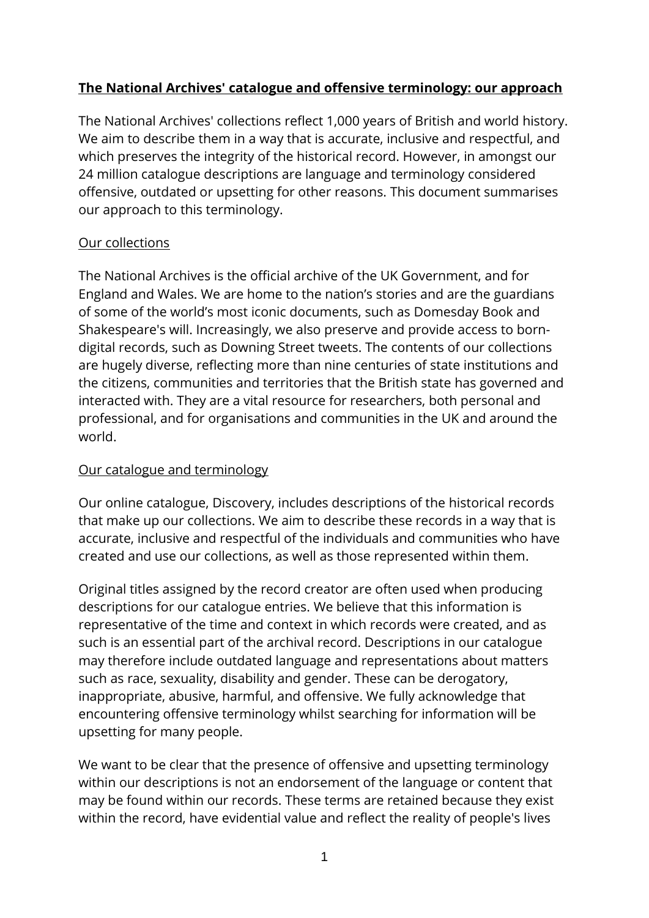# **The National Archives' catalogue and offensive terminology: our approach**

The National Archives' collections reflect 1,000 years of British and world history. We aim to describe them in a way that is accurate, inclusive and respectful, and which preserves the integrity of the historical record. However, in amongst our 24 million catalogue descriptions are language and terminology considered offensive, outdated or upsetting for other reasons. This document summarises our approach to this terminology.

## Our collections

The National Archives is the official archive of the UK Government, and for England and Wales. We are home to the nation's stories and are the guardians of some of the world's most iconic documents, such as Domesday Book and Shakespeare's will. Increasingly, we also preserve and provide access to born-digital records, such as Downing Street tweets. The contents of our collections are hugely diverse, reflecting more than nine centuries of state institutions and the citizens, communities and territories that the British state has governed and interacted with. They are a vital resource for researchers, both personal and professional, and for organisations and communities in the UK and around the world.

## Our catalogue and terminology

Our online catalogue, Discovery, includes descriptions of the historical records that make up our collections. We aim to describe these records in a way that is accurate, inclusive and respectful of the individuals and communities who have created and use our collections, as well as those represented within them.

Original titles assigned by the record creator are often used when producing descriptions for our catalogue entries. We believe that this information is representative of the time and context in which records were created, and as such is an essential part of the archival record. Descriptions in our catalogue may therefore include outdated language and representations about matters such as race, sexuality, disability and gender. These can be derogatory, inappropriate, abusive, harmful, and offensive. We fully acknowledge that encountering offensive terminology whilst searching for information will be upsetting for many people.

We want to be clear that the presence of offensive and upsetting terminology within our descriptions is not an endorsement of the language or content that may be found within our records. These terms are retained because they exist within the record, have evidential value and reflect the reality of people's lives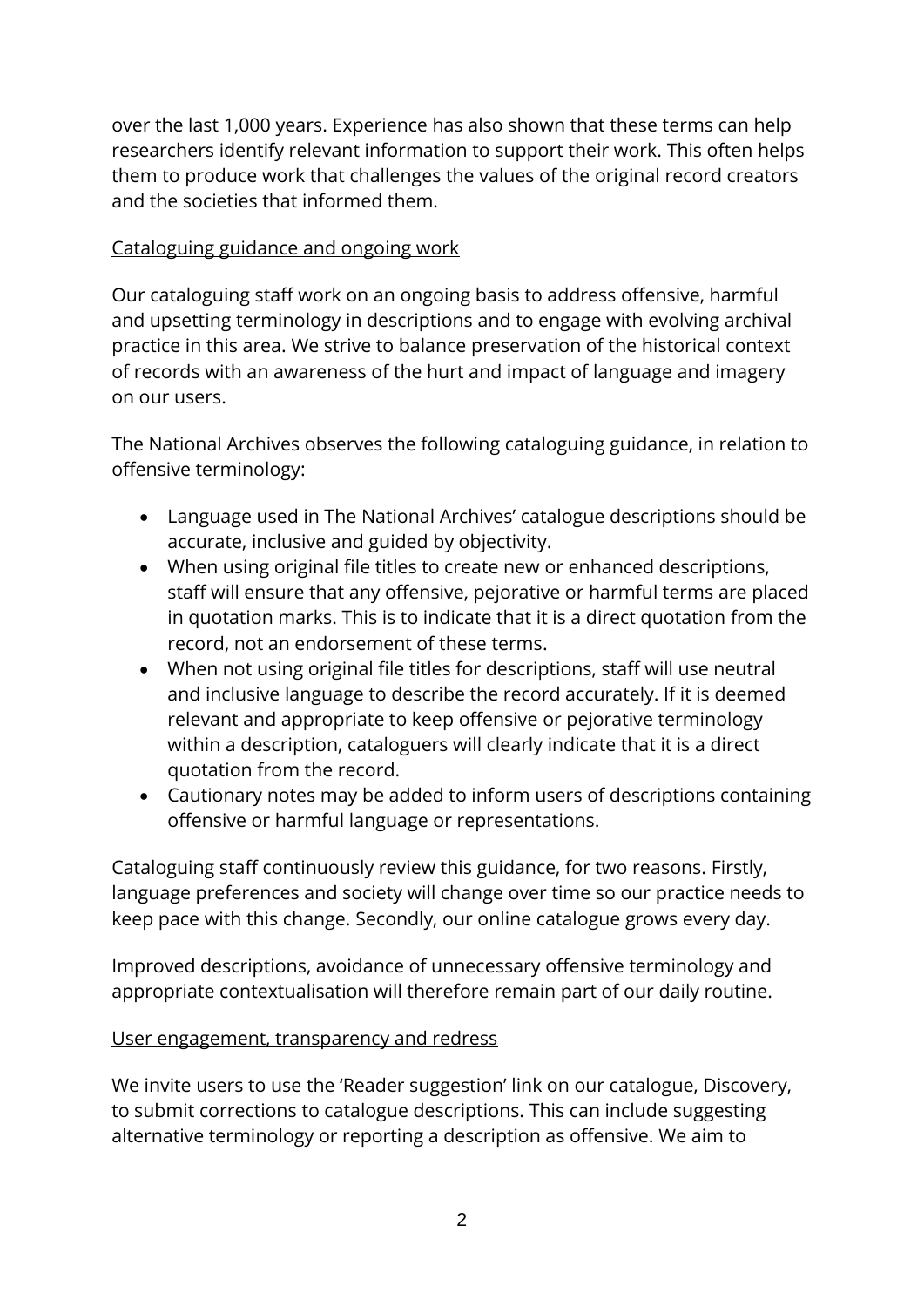over the last 1,000 years. Experience has also shown that these terms can help researchers identify relevant information to support their work. This often helps them to produce work that challenges the values of the original record creators and the societies that informed them.

<u>Cataloguing guidance and ongoing work</u>

Our cataloguing staff work on an ongoing basis to address offensive, harmful and upsetting terminology in descriptions and to engage with evolving archival practice in this area. We strive to balance preservation of the historical context of records with an awareness of the hurt and impact of language and imagery on our users.

The National Archives observes the following cataloguing guidance, in relation to offensive terminology:

- Language used in The National Archives' catalogue descriptions should be accurate, inclusive and guided by objectivity.
- When using original file titles to create new or enhanced descriptions, staff will ensure that any offensive, pejorative or harmful terms are placed in quotation marks. This is to indicate that it is a direct quotation from the record, not an endorsement of these terms.
- When not using original file titles for descriptions, staff will use neutral and inclusive language to describe the record accurately. If it is deemed relevant and appropriate to keep offensive or pejorative terminology within a description, cataloguers will clearly indicate that it is a direct quotation from the record.
- Cautionary notes may be added to inform users of descriptions containing offensive or harmful language or representations.

Cataloguing staff continuously review this guidance, for two reasons. Firstly, language preferences and society will change over time so our practice needs to keep pace with this change. Secondly, our online catalogue grows every day.

Improved descriptions, avoidance of unnecessary offensive terminology and appropriate contextualisation will therefore remain part of our daily routine.

<u>User engagement, transparency and redress</u>

We invite users to use the 'Reader suggestion' link on our catalogue, Discovery, to submit corrections to catalogue descriptions. This can include suggesting alternative terminology or reporting a description as offensive. We aim to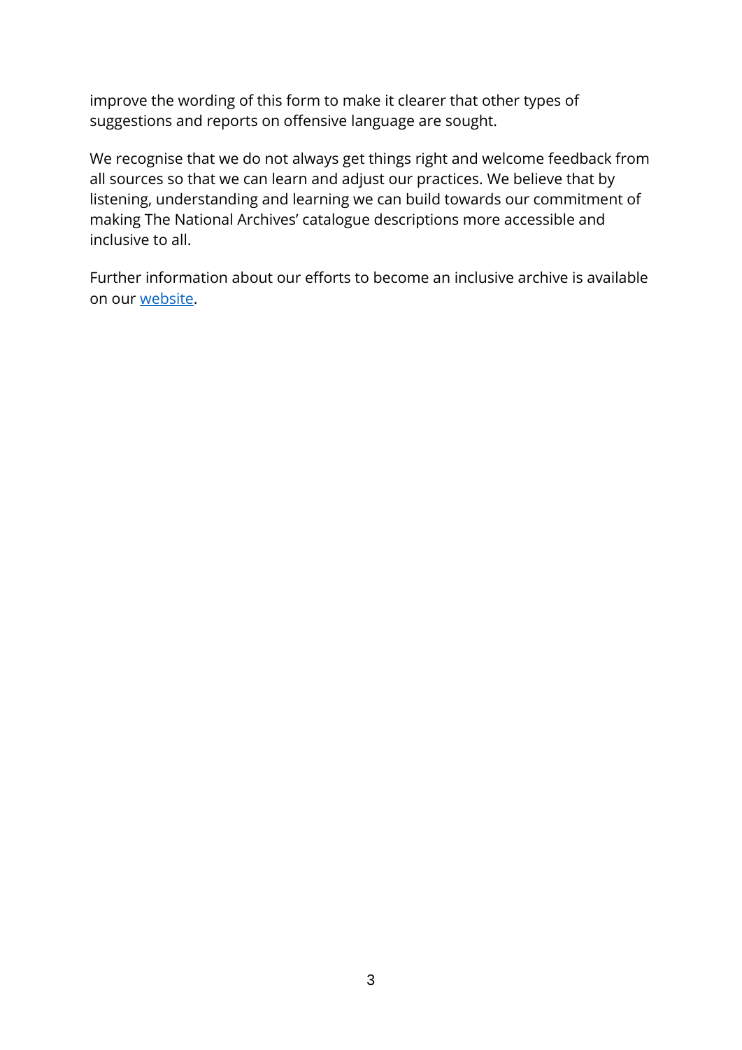improve the wording of this form to make it clearer that other types of suggestions and reports on offensive language are sought.

We recognise that we do not always get things right and welcome feedback from all sources so that we can learn and adjust our practices. We believe that by listening, understanding and learning we can build towards our commitment of making The National Archives' catalogue descriptions more accessible and inclusive to all.

Further information about our efforts to become an inclusive archive is available on our website.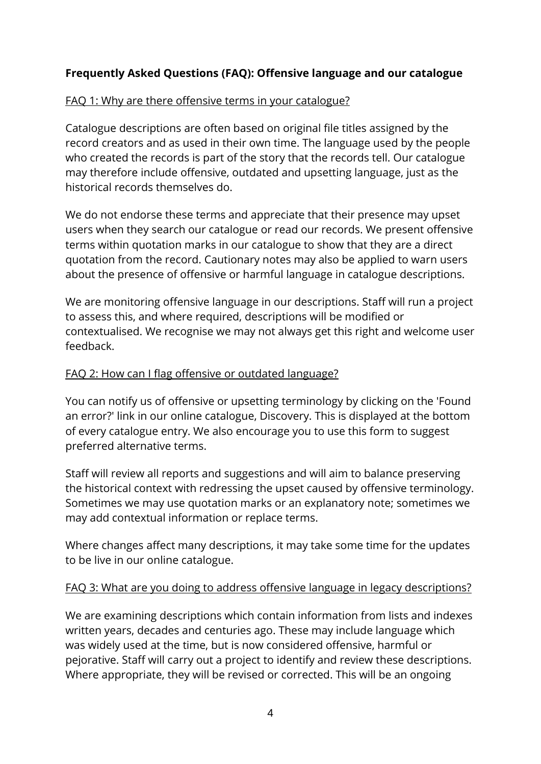**Frequently Asked Questions (FAQ): Offensive language and our catalogue**

FAQ 1: Why are there offensive terms in your catalogue?

Catalogue descriptions are often based on original file titles assigned by the record creators and as used in their own time. The language used by the people who created the records is part of the story that the records tell. Our catalogue may therefore include offensive, outdated and upsetting language, just as the historical records themselves do.

We do not endorse these terms and appreciate that their presence may upset users when they search our catalogue or read our records. We present offensive terms within quotation marks in our catalogue to show that they are a direct quotation from the record. Cautionary notes may also be applied to warn users about the presence of offensive or harmful language in catalogue descriptions.

We are monitoring offensive language in our descriptions. Staff will run a project to assess this, and where required, descriptions will be modified or contextualised. We recognise we may not always get this right and welcome user feedback.

FAQ 2: How can I flag offensive or outdated language?

You can notify us of offensive or upsetting terminology by clicking on the 'Found an error?' link in our online catalogue, Discovery. This is displayed at the bottom of every catalogue entry. We also encourage you to use this form to suggest preferred alternative terms.

Staff will review all reports and suggestions and will aim to balance preserving the historical context with redressing the upset caused by offensive terminology. Sometimes we may use quotation marks or an explanatory note; sometimes we may add contextual information or replace terms.

Where changes affect many descriptions, it may take some time for the updates to be live in our online catalogue.

FAQ 3: What are you doing to address offensive language in legacy descriptions?

We are examining descriptions which contain information from lists and indexes written years, decades and centuries ago. These may include language which was widely used at the time, but is now considered offensive, harmful or pejorative. Staff will carry out a project to identify and review these descriptions. Where appropriate, they will be revised or corrected. This will be an ongoing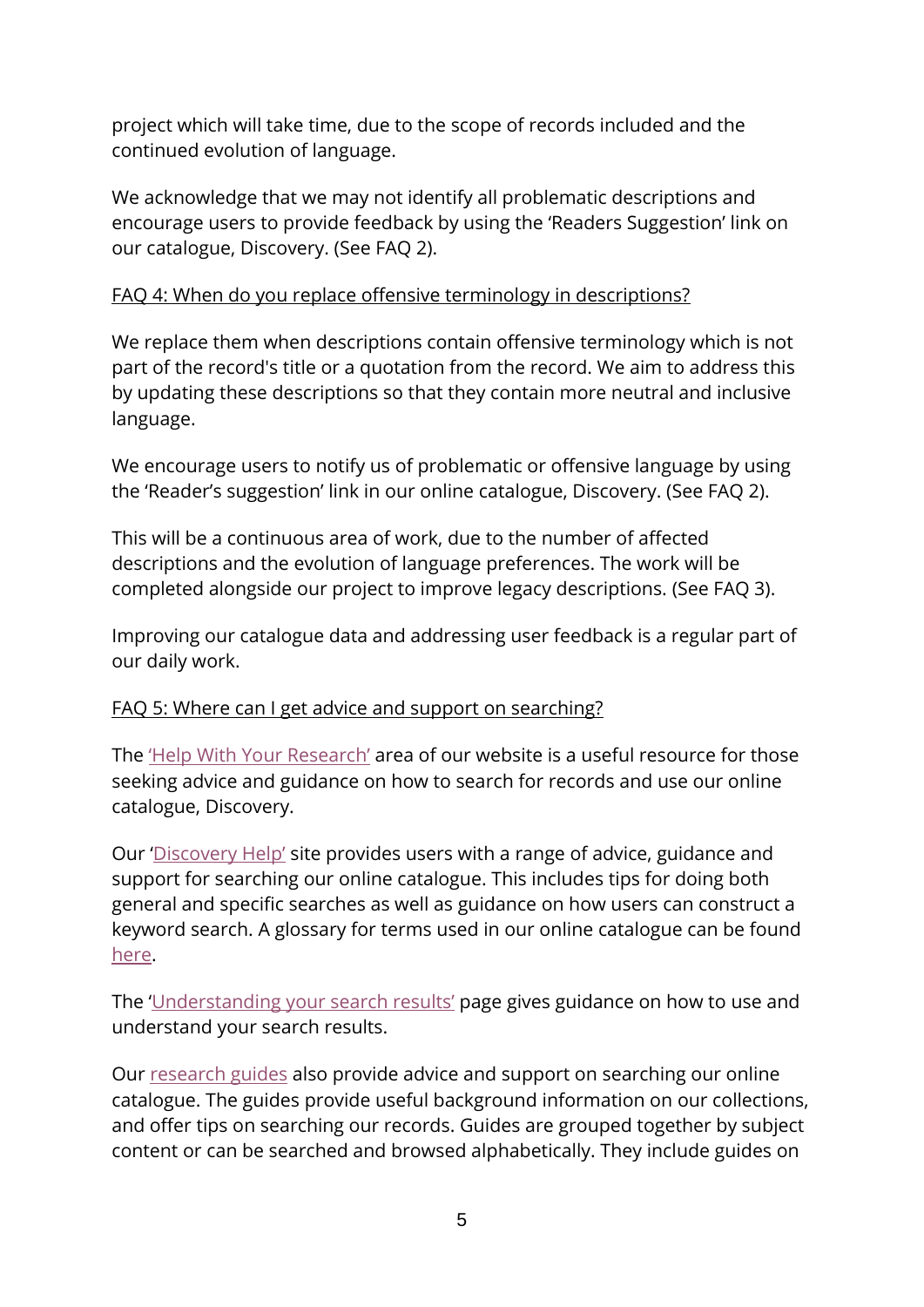project which will take time, due to the scope of records included and the continued evolution of language.

We acknowledge that we may not identify all problematic descriptions and encourage users to provide feedback by using the 'Readers Suggestion' link on our catalogue, Discovery. (See FAQ 2).

FAQ 4: When do you replace offensive terminology in descriptions?

We replace them when descriptions contain offensive terminology which is not part of the record's title or a quotation from the record. We aim to address this by updating these descriptions so that they contain more neutral and inclusive language.

We encourage users to notify us of problematic or offensive language by using the 'Reader's suggestion' link in our online catalogue, Discovery. (See FAQ 2).

This will be a continuous area of work, due to the number of affected descriptions and the evolution of language preferences. The work will be completed alongside our project to improve legacy descriptions. (See FAQ 3).

Improving our catalogue data and addressing user feedback is a regular part of our daily work.

FAQ 5: Where can I get advice and support on searching?

The 'Help With Your Research' area of our website is a useful resource for those seeking advice and guidance on how to search for records and use our online catalogue, Discovery.

Our 'Discovery Help' site provides users with a range of advice, guidance and support for searching our online catalogue. This includes tips for doing both general and specific searches as well as guidance on how users can construct a keyword search. A glossary for terms used in our online catalogue can be found here.

The 'Understanding your search results' page gives guidance on how to use and understand your search results.

Our research guides also provide advice and support on searching our online catalogue. The guides provide useful background information on our collections, and offer tips on searching our records. Guides are grouped together by subject content or can be searched and browsed alphabetically. They include guides on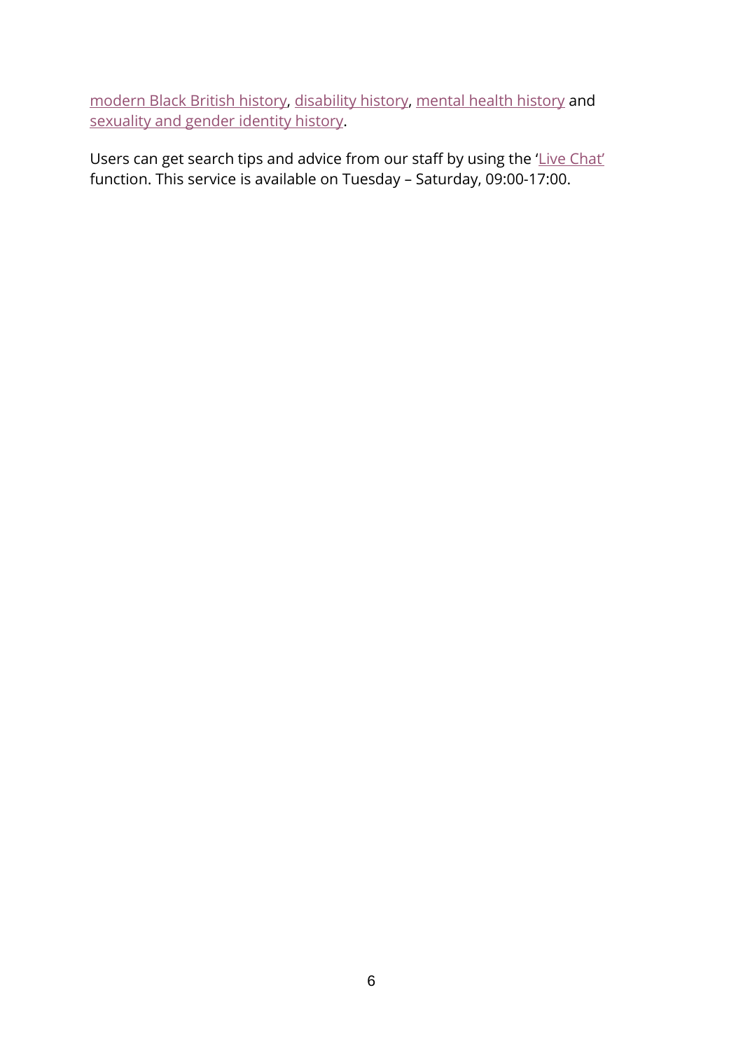modern Black British history, disability history, mental health history and sexuality and gender identity history.

Users can get search tips and advice from our staff by using the 'Live Chat' function. This service is available on Tuesday – Saturday, 09:00-17:00.